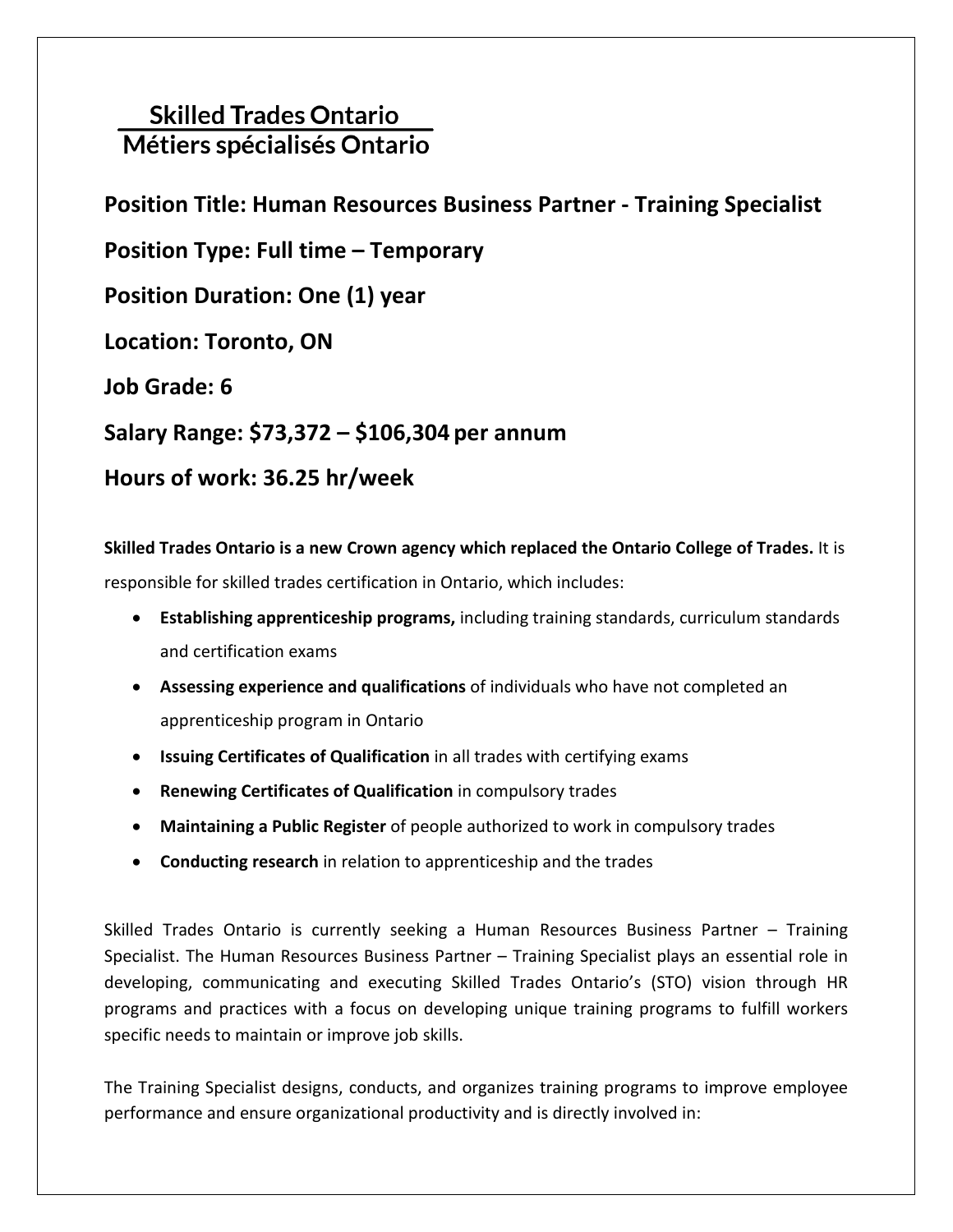**Skilled Trades Ontario**
**Métiers spécialisés Ontario**

**Position Title: Human Resources Business Partner - Training Specialist**

**Position Type: Full time – Temporary**

**Position Duration: One (1) year**

**Location: Toronto, ON**

**Job Grade: 6**

**Salary Range: $73,372 – $106,304 per annum**

**Hours of work: 36.25 hr/week**

**Skilled Trades Ontario is a new Crown agency which replaced the Ontario College of Trades.** It is responsible for skilled trades certification in Ontario, which includes:

- **Establishing apprenticeship programs,** including training standards, curriculum standards and certification exams
- **Assessing experience and qualifications** of individuals who have not completed an apprenticeship program in Ontario
- **Issuing Certificates of Qualification** in all trades with certifying exams
- **Renewing Certificates of Qualification** in compulsory trades
- **Maintaining a Public Register** of people authorized to work in compulsory trades
- **Conducting research** in relation to apprenticeship and the trades

Skilled Trades Ontario is currently seeking a Human Resources Business Partner – Training Specialist. The Human Resources Business Partner – Training Specialist plays an essential role in developing, communicating and executing Skilled Trades Ontario's (STO) vision through HR programs and practices with a focus on developing unique training programs to fulfill workers specific needs to maintain or improve job skills.

The Training Specialist designs, conducts, and organizes training programs to improve employee performance and ensure organizational productivity and is directly involved in: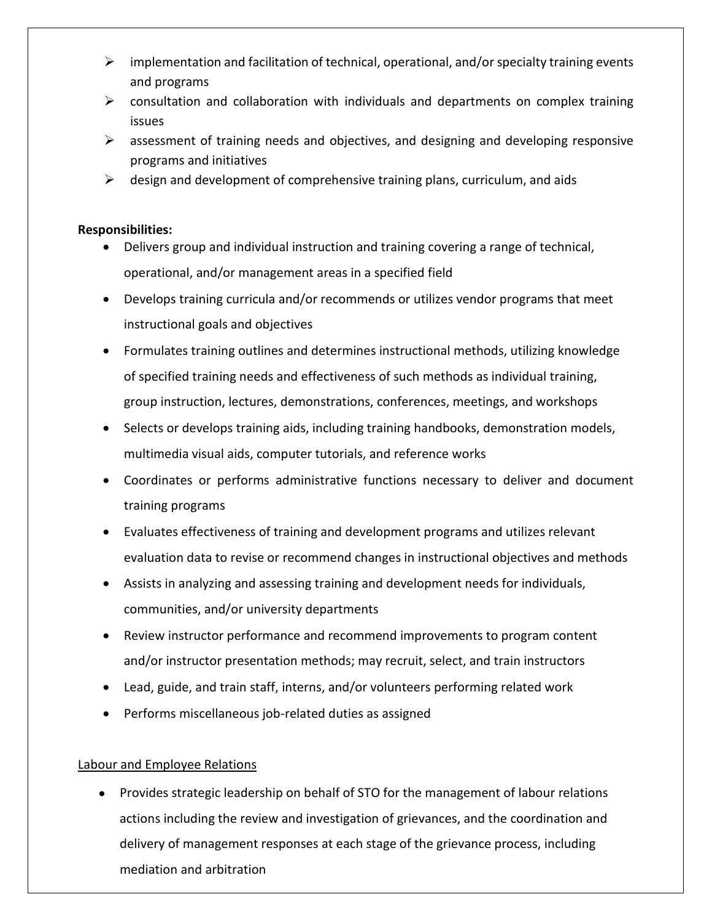- implementation and facilitation of technical, operational, and/or specialty training events and programs
- consultation and collaboration with individuals and departments on complex training issues
- assessment of training needs and objectives, and designing and developing responsive programs and initiatives
- design and development of comprehensive training plans, curriculum, and aids

**Responsibilities:**

- Delivers group and individual instruction and training covering a range of technical, operational, and/or management areas in a specified field
- Develops training curricula and/or recommends or utilizes vendor programs that meet instructional goals and objectives
- Formulates training outlines and determines instructional methods, utilizing knowledge of specified training needs and effectiveness of such methods as individual training, group instruction, lectures, demonstrations, conferences, meetings, and workshops
- Selects or develops training aids, including training handbooks, demonstration models, multimedia visual aids, computer tutorials, and reference works
- Coordinates or performs administrative functions necessary to deliver and document training programs
- Evaluates effectiveness of training and development programs and utilizes relevant evaluation data to revise or recommend changes in instructional objectives and methods
- Assists in analyzing and assessing training and development needs for individuals, communities, and/or university departments
- Review instructor performance and recommend improvements to program content and/or instructor presentation methods; may recruit, select, and train instructors
- Lead, guide, and train staff, interns, and/or volunteers performing related work
- Performs miscellaneous job-related duties as assigned

Labour and Employee Relations

- Provides strategic leadership on behalf of STO for the management of labour relations actions including the review and investigation of grievances, and the coordination and delivery of management responses at each stage of the grievance process, including mediation and arbitration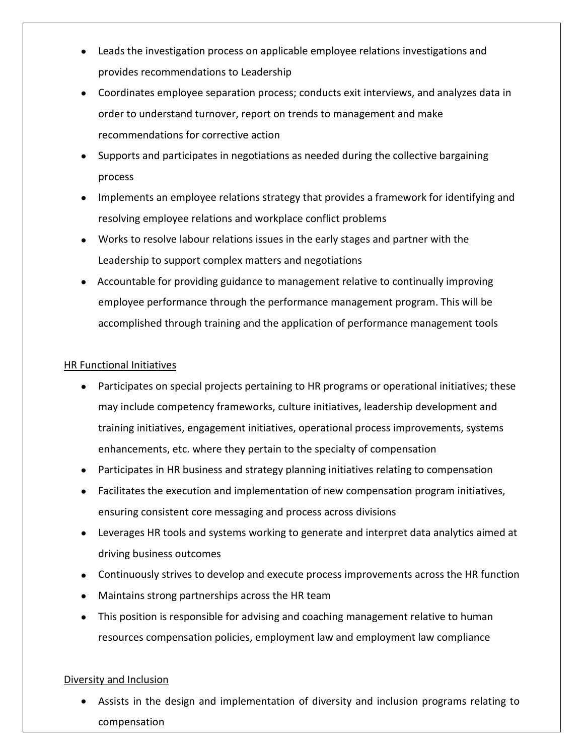- Leads the investigation process on applicable employee relations investigations and provides recommendations to Leadership
- Coordinates employee separation process; conducts exit interviews, and analyzes data in order to understand turnover, report on trends to management and make recommendations for corrective action
- Supports and participates in negotiations as needed during the collective bargaining process
- Implements an employee relations strategy that provides a framework for identifying and resolving employee relations and workplace conflict problems
- Works to resolve labour relations issues in the early stages and partner with the Leadership to support complex matters and negotiations
- Accountable for providing guidance to management relative to continually improving employee performance through the performance management program. This will be accomplished through training and the application of performance management tools

<u>HR Functional Initiatives</u>

- Participates on special projects pertaining to HR programs or operational initiatives; these may include competency frameworks, culture initiatives, leadership development and training initiatives, engagement initiatives, operational process improvements, systems enhancements, etc. where they pertain to the specialty of compensation
- Participates in HR business and strategy planning initiatives relating to compensation
- Facilitates the execution and implementation of new compensation program initiatives, ensuring consistent core messaging and process across divisions
- Leverages HR tools and systems working to generate and interpret data analytics aimed at driving business outcomes
- Continuously strives to develop and execute process improvements across the HR function
- Maintains strong partnerships across the HR team
- This position is responsible for advising and coaching management relative to human resources compensation policies, employment law and employment law compliance

<u>Diversity and Inclusion</u>

- Assists in the design and implementation of diversity and inclusion programs relating to compensation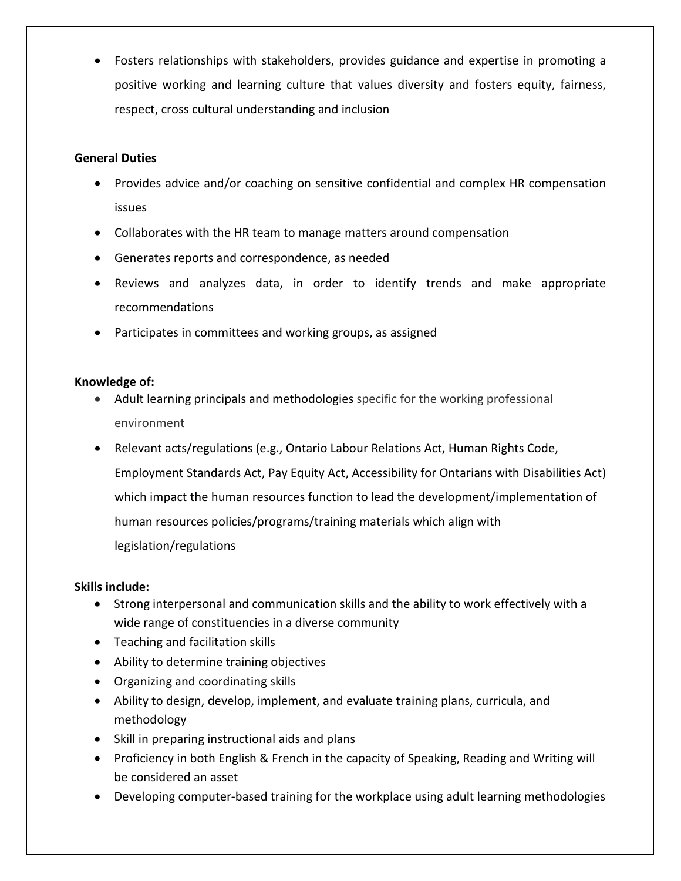- Fosters relationships with stakeholders, provides guidance and expertise in promoting a positive working and learning culture that values diversity and fosters equity, fairness, respect, cross cultural understanding and inclusion

**General Duties**

- Provides advice and/or coaching on sensitive confidential and complex HR compensation issues
- Collaborates with the HR team to manage matters around compensation
- Generates reports and correspondence, as needed
- Reviews and analyzes data, in order to identify trends and make appropriate recommendations
- Participates in committees and working groups, as assigned

**Knowledge of:**

- Adult learning principals and methodologies specific for the working professional environment
- Relevant acts/regulations (e.g., Ontario Labour Relations Act, Human Rights Code, Employment Standards Act, Pay Equity Act, Accessibility for Ontarians with Disabilities Act) which impact the human resources function to lead the development/implementation of human resources policies/programs/training materials which align with legislation/regulations

**Skills include:**

- Strong interpersonal and communication skills and the ability to work effectively with a wide range of constituencies in a diverse community
- Teaching and facilitation skills
- Ability to determine training objectives
- Organizing and coordinating skills
- Ability to design, develop, implement, and evaluate training plans, curricula, and methodology
- Skill in preparing instructional aids and plans
- Proficiency in both English & French in the capacity of Speaking, Reading and Writing will be considered an asset
- Developing computer-based training for the workplace using adult learning methodologies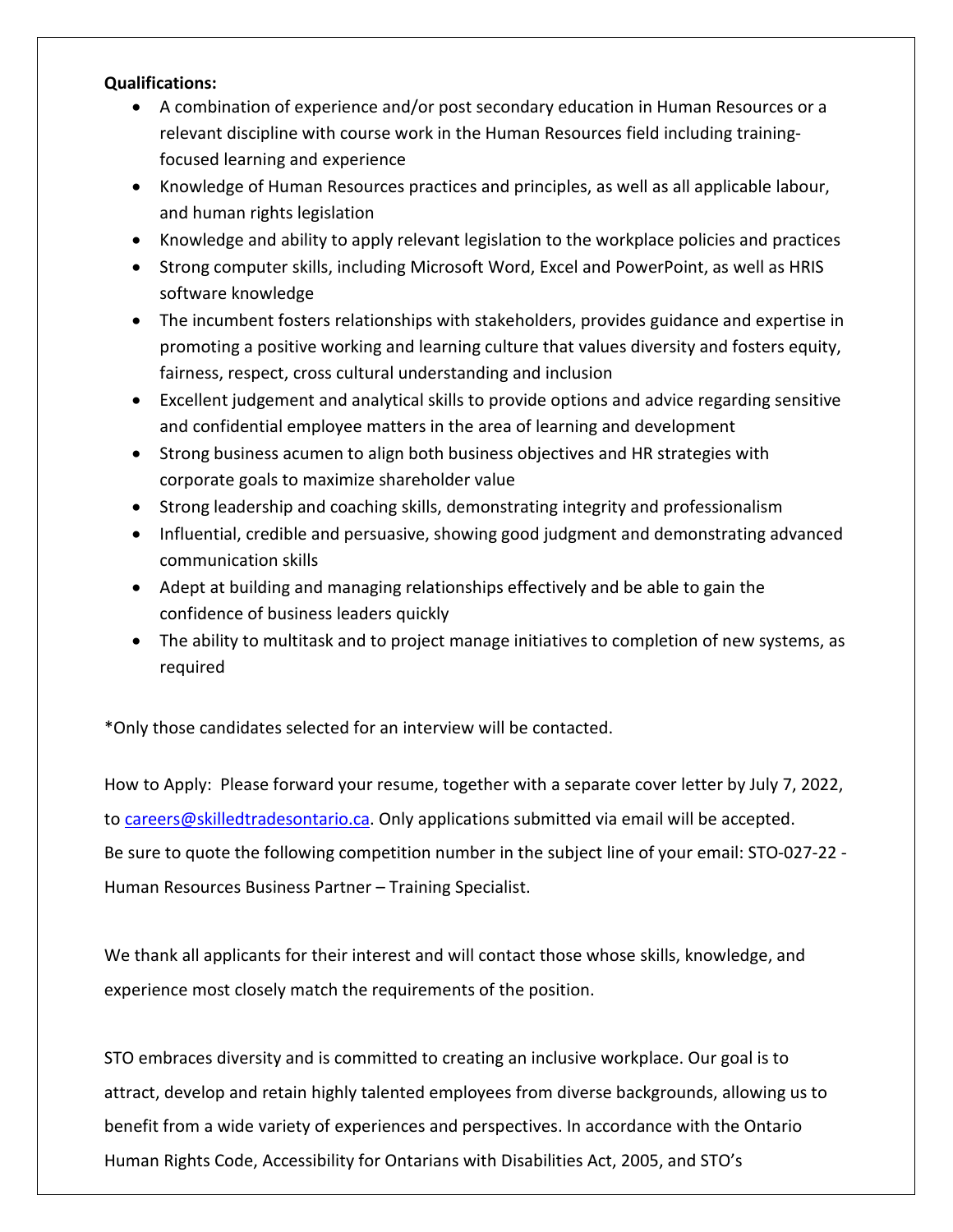**Qualifications:**

- A combination of experience and/or post secondary education in Human Resources or a relevant discipline with course work in the Human Resources field including training-focused learning and experience
- Knowledge of Human Resources practices and principles, as well as all applicable labour, and human rights legislation
- Knowledge and ability to apply relevant legislation to the workplace policies and practices
- Strong computer skills, including Microsoft Word, Excel and PowerPoint, as well as HRIS software knowledge
- The incumbent fosters relationships with stakeholders, provides guidance and expertise in promoting a positive working and learning culture that values diversity and fosters equity, fairness, respect, cross cultural understanding and inclusion
- Excellent judgement and analytical skills to provide options and advice regarding sensitive and confidential employee matters in the area of learning and development
- Strong business acumen to align both business objectives and HR strategies with corporate goals to maximize shareholder value
- Strong leadership and coaching skills, demonstrating integrity and professionalism
- Influential, credible and persuasive, showing good judgment and demonstrating advanced communication skills
- Adept at building and managing relationships effectively and be able to gain the confidence of business leaders quickly
- The ability to multitask and to project manage initiatives to completion of new systems, as required

*Only those candidates selected for an interview will be contacted.

How to Apply: Please forward your resume, together with a separate cover letter by July 7, 2022, to careers@skilledtradesontario.ca. Only applications submitted via email will be accepted. Be sure to quote the following competition number in the subject line of your email: STO-027-22 - Human Resources Business Partner – Training Specialist.

We thank all applicants for their interest and will contact those whose skills, knowledge, and experience most closely match the requirements of the position.

STO embraces diversity and is committed to creating an inclusive workplace. Our goal is to attract, develop and retain highly talented employees from diverse backgrounds, allowing us to benefit from a wide variety of experiences and perspectives. In accordance with the Ontario Human Rights Code, Accessibility for Ontarians with Disabilities Act, 2005, and STO's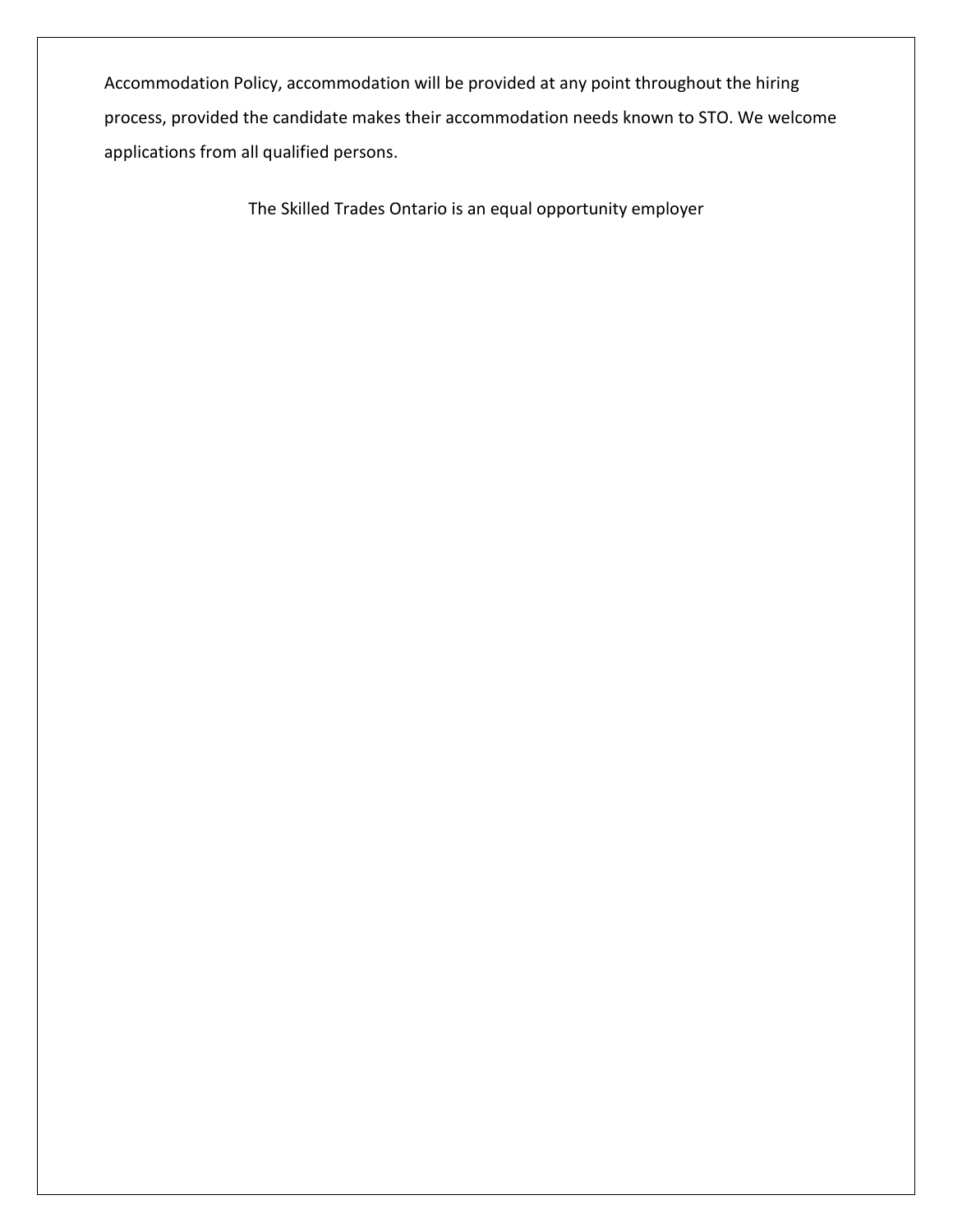Accommodation Policy, accommodation will be provided at any point throughout the hiring process, provided the candidate makes their accommodation needs known to STO. We welcome applications from all qualified persons.

The Skilled Trades Ontario is an equal opportunity employer